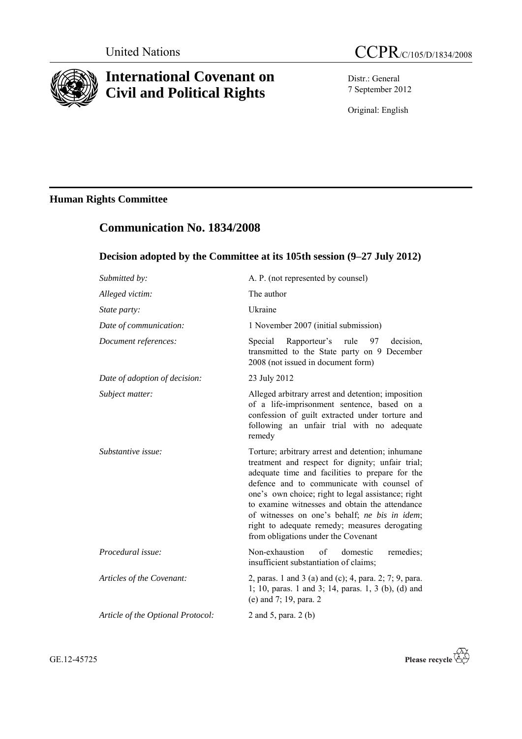United Nations

# CCPR/C/105/D/1834/2008

# International Covenant on Civil and Political Rights

Distr.: General
7 September 2012

Original: English

## Human Rights Committee

## Communication No. 1834/2008

### Decision adopted by the Committee at its 105th session (9–27 July 2012)

| | |
|---|---|
| *Submitted by:* | A. P. (not represented by counsel) |
| *Alleged victim:* | The author |
| *State party:* | Ukraine |
| *Date of communication:* | 1 November 2007 (initial submission) |
| *Document references:* | Special Rapporteur's rule 97 decision, transmitted to the State party on 9 December 2008 (not issued in document form) |
| *Date of adoption of decision:* | 23 July 2012 |
| *Subject matter:* | Alleged arbitrary arrest and detention; imposition of a life-imprisonment sentence, based on a confession of guilt extracted under torture and following an unfair trial with no adequate remedy |
| *Substantive issue:* | Torture; arbitrary arrest and detention; inhumane treatment and respect for dignity; unfair trial; adequate time and facilities to prepare for the defence and to communicate with counsel of one's own choice; right to legal assistance; right to examine witnesses and obtain the attendance of witnesses on one's behalf; *ne bis in idem*; right to adequate remedy; measures derogating from obligations under the Covenant |
| *Procedural issue:* | Non-exhaustion of domestic remedies; insufficient substantiation of claims; |
| *Articles of the Covenant:* | 2, paras. 1 and 3 (a) and (c); 4, para. 2; 7; 9, para. 1; 10, paras. 1 and 3; 14, paras. 1, 3 (b), (d) and (e) and 7; 19, para. 2 |
| *Article of the Optional Protocol:* | 2 and 5, para. 2 (b) |

GE.12-45725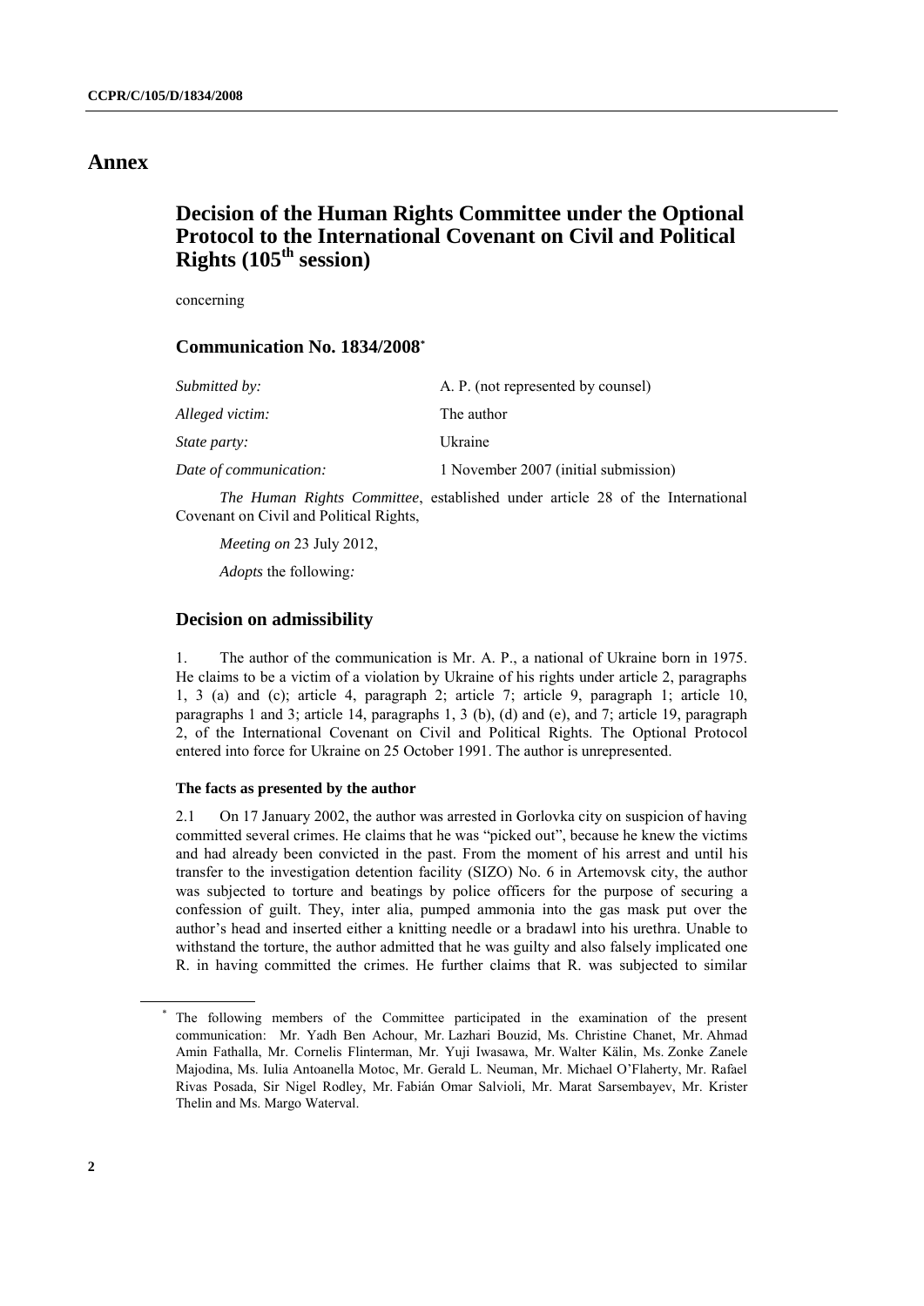# Annex

## Decision of the Human Rights Committee under the Optional Protocol to the International Covenant on Civil and Political Rights (105th session)

concerning

### Communication No. 1834/2008*

| | |
|---|---|
| *Submitted by:* | A. P. (not represented by counsel) |
| *Alleged victim:* | The author |
| *State party:* | Ukraine |
| *Date of communication:* | 1 November 2007 (initial submission) |

*The Human Rights Committee*, established under article 28 of the International Covenant on Civil and Political Rights,

*Meeting on* 23 July 2012,

*Adopts* the following:

### Decision on admissibility

1. The author of the communication is Mr. A. P., a national of Ukraine born in 1975. He claims to be a victim of a violation by Ukraine of his rights under article 2, paragraphs 1, 3 (a) and (c); article 4, paragraph 2; article 7; article 9, paragraph 1; article 10, paragraphs 1 and 3; article 14, paragraphs 1, 3 (b), (d) and (e), and 7; article 19, paragraph 2, of the International Covenant on Civil and Political Rights. The Optional Protocol entered into force for Ukraine on 25 October 1991. The author is unrepresented.

#### The facts as presented by the author

2.1 On 17 January 2002, the author was arrested in Gorlovka city on suspicion of having committed several crimes. He claims that he was "picked out", because he knew the victims and had already been convicted in the past. From the moment of his arrest and until his transfer to the investigation detention facility (SIZO) No. 6 in Artemovsk city, the author was subjected to torture and beatings by police officers for the purpose of securing a confession of guilt. They, inter alia, pumped ammonia into the gas mask put over the author's head and inserted either a knitting needle or a bradawl into his urethra. Unable to withstand the torture, the author admitted that he was guilty and also falsely implicated one R. in having committed the crimes. He further claims that R. was subjected to similar

---

* The following members of the Committee participated in the examination of the present communication: Mr. Yadh Ben Achour, Mr. Lazhari Bouzid, Ms. Christine Chanet, Mr. Ahmad Amin Fathalla, Mr. Cornelis Flinterman, Mr. Yuji Iwasawa, Mr. Walter Kälin, Ms. Zonke Zanele Majodina, Ms. Iulia Antoanella Motoc, Mr. Gerald L. Neuman, Mr. Michael O'Flaherty, Mr. Rafael Rivas Posada, Sir Nigel Rodley, Mr. Fabián Omar Salvioli, Mr. Marat Sarsembayev, Mr. Krister Thelin and Ms. Margo Waterval.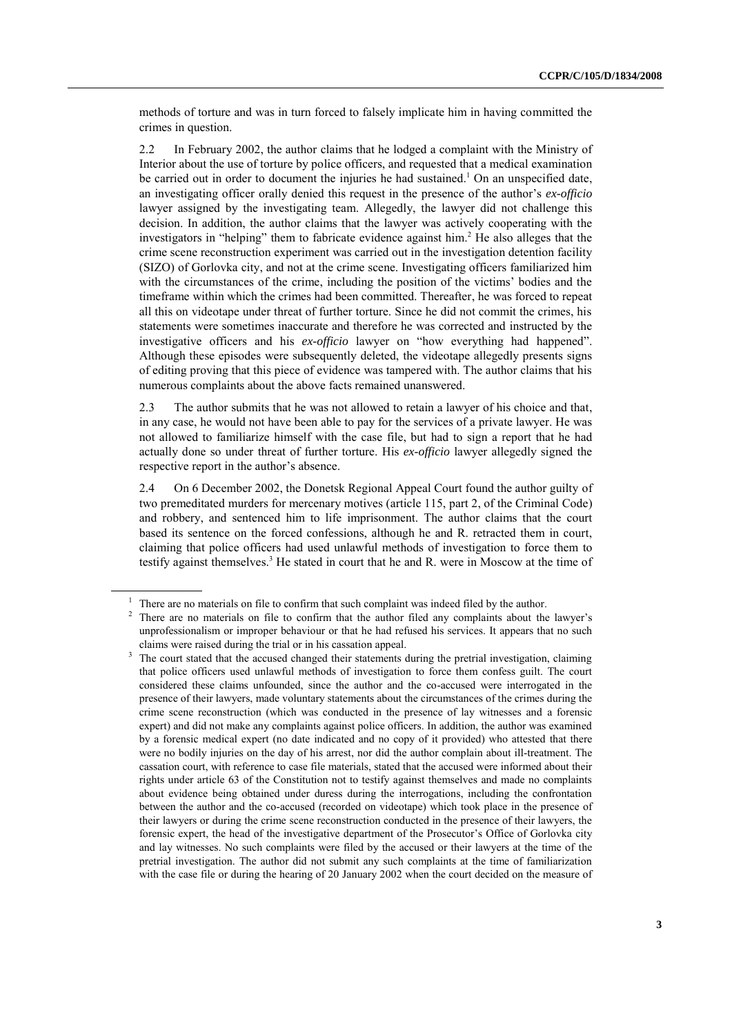methods of torture and was in turn forced to falsely implicate him in having committed the crimes in question.

2.2 In February 2002, the author claims that he lodged a complaint with the Ministry of Interior about the use of torture by police officers, and requested that a medical examination be carried out in order to document the injuries he had sustained.[1] On an unspecified date, an investigating officer orally denied this request in the presence of the author's *ex-officio* lawyer assigned by the investigating team. Allegedly, the lawyer did not challenge this decision. In addition, the author claims that the lawyer was actively cooperating with the investigators in "helping" them to fabricate evidence against him.[2] He also alleges that the crime scene reconstruction experiment was carried out in the investigation detention facility (SIZO) of Gorlovka city, and not at the crime scene. Investigating officers familiarized him with the circumstances of the crime, including the position of the victims' bodies and the timeframe within which the crimes had been committed. Thereafter, he was forced to repeat all this on videotape under threat of further torture. Since he did not commit the crimes, his statements were sometimes inaccurate and therefore he was corrected and instructed by the investigative officers and his *ex-officio* lawyer on "how everything had happened". Although these episodes were subsequently deleted, the videotape allegedly presents signs of editing proving that this piece of evidence was tampered with. The author claims that his numerous complaints about the above facts remained unanswered.

2.3 The author submits that he was not allowed to retain a lawyer of his choice and that, in any case, he would not have been able to pay for the services of a private lawyer. He was not allowed to familiarize himself with the case file, but had to sign a report that he had actually done so under threat of further torture. His *ex-officio* lawyer allegedly signed the respective report in the author's absence.

2.4 On 6 December 2002, the Donetsk Regional Appeal Court found the author guilty of two premeditated murders for mercenary motives (article 115, part 2, of the Criminal Code) and robbery, and sentenced him to life imprisonment. The author claims that the court based its sentence on the forced confessions, although he and R. retracted them in court, claiming that police officers had used unlawful methods of investigation to force them to testify against themselves.[3] He stated in court that he and R. were in Moscow at the time of

---

[1] There are no materials on file to confirm that such complaint was indeed filed by the author.

[2] There are no materials on file to confirm that the author filed any complaints about the lawyer's unprofessionalism or improper behaviour or that he had refused his services. It appears that no such claims were raised during the trial or in his cassation appeal.

[3] The court stated that the accused changed their statements during the pretrial investigation, claiming that police officers used unlawful methods of investigation to force them confess guilt. The court considered these claims unfounded, since the author and the co-accused were interrogated in the presence of their lawyers, made voluntary statements about the circumstances of the crimes during the crime scene reconstruction (which was conducted in the presence of lay witnesses and a forensic expert) and did not make any complaints against police officers. In addition, the author was examined by a forensic medical expert (no date indicated and no copy of it provided) who attested that there were no bodily injuries on the day of his arrest, nor did the author complain about ill-treatment. The cassation court, with reference to case file materials, stated that the accused were informed about their rights under article 63 of the Constitution not to testify against themselves and made no complaints about evidence being obtained under duress during the interrogations, including the confrontation between the author and the co-accused (recorded on videotape) which took place in the presence of their lawyers or during the crime scene reconstruction conducted in the presence of their lawyers, the forensic expert, the head of the investigative department of the Prosecutor's Office of Gorlovka city and lay witnesses. No such complaints were filed by the accused or their lawyers at the time of the pretrial investigation. The author did not submit any such complaints at the time of familiarization with the case file or during the hearing of 20 January 2002 when the court decided on the measure of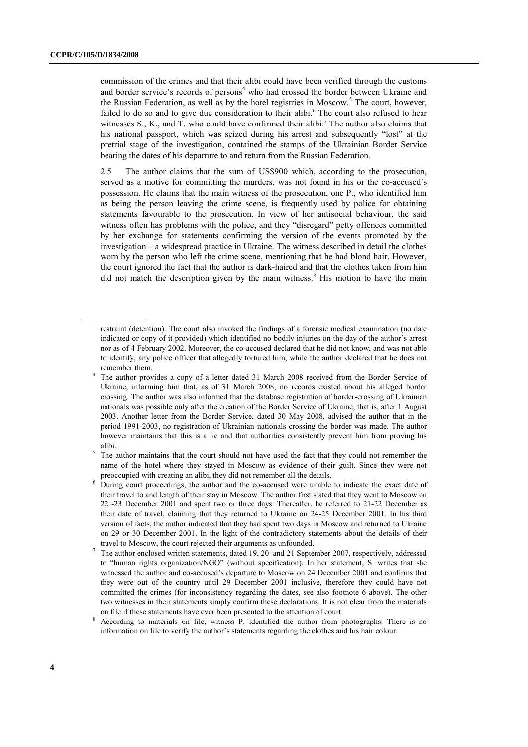commission of the crimes and that their alibi could have been verified through the customs and border service's records of persons[4] who had crossed the border between Ukraine and the Russian Federation, as well as by the hotel registries in Moscow.[5] The court, however, failed to do so and to give due consideration to their alibi.[6] The court also refused to hear witnesses S., K., and T. who could have confirmed their alibi.[7] The author also claims that his national passport, which was seized during his arrest and subsequently "lost" at the pretrial stage of the investigation, contained the stamps of the Ukrainian Border Service bearing the dates of his departure to and return from the Russian Federation.

2.5 The author claims that the sum of US$900 which, according to the prosecution, served as a motive for committing the murders, was not found in his or the co-accused's possession. He claims that the main witness of the prosecution, one P., who identified him as being the person leaving the crime scene, is frequently used by police for obtaining statements favourable to the prosecution. In view of her antisocial behaviour, the said witness often has problems with the police, and they "disregard" petty offences committed by her exchange for statements confirming the version of the events promoted by the investigation – a widespread practice in Ukraine. The witness described in detail the clothes worn by the person who left the crime scene, mentioning that he had blond hair. However, the court ignored the fact that the author is dark-haired and that the clothes taken from him did not match the description given by the main witness.[8] His motion to have the main

---

restraint (detention). The court also invoked the findings of a forensic medical examination (no date indicated or copy of it provided) which identified no bodily injuries on the day of the author's arrest nor as of 4 February 2002. Moreover, the co-accused declared that he did not know, and was not able to identify, any police officer that allegedly tortured him, while the author declared that he does not remember them.

[4] The author provides a copy of a letter dated 31 March 2008 received from the Border Service of Ukraine, informing him that, as of 31 March 2008, no records existed about his alleged border crossing. The author was also informed that the database registration of border-crossing of Ukrainian nationals was possible only after the creation of the Border Service of Ukraine, that is, after 1 August 2003. Another letter from the Border Service, dated 30 May 2008, advised the author that in the period 1991-2003, no registration of Ukrainian nationals crossing the border was made. The author however maintains that this is a lie and that authorities consistently prevent him from proving his alibi.

[5] The author maintains that the court should not have used the fact that they could not remember the name of the hotel where they stayed in Moscow as evidence of their guilt. Since they were not preoccupied with creating an alibi, they did not remember all the details.

[6] During court proceedings, the author and the co-accused were unable to indicate the exact date of their travel to and length of their stay in Moscow. The author first stated that they went to Moscow on 22 -23 December 2001 and spent two or three days. Thereafter, he referred to 21-22 December as their date of travel, claiming that they returned to Ukraine on 24-25 December 2001. In his third version of facts, the author indicated that they had spent two days in Moscow and returned to Ukraine on 29 or 30 December 2001. In the light of the contradictory statements about the details of their travel to Moscow, the court rejected their arguments as unfounded.

[7] The author enclosed written statements, dated 19, 20 and 21 September 2007, respectively, addressed to "human rights organization/NGO" (without specification). In her statement, S. writes that she witnessed the author and co-accused's departure to Moscow on 24 December 2001 and confirms that they were out of the country until 29 December 2001 inclusive, therefore they could have not committed the crimes (for inconsistency regarding the dates, see also footnote 6 above). The other two witnesses in their statements simply confirm these declarations. It is not clear from the materials on file if these statements have ever been presented to the attention of court.

[8] According to materials on file, witness P. identified the author from photographs. There is no information on file to verify the author's statements regarding the clothes and his hair colour.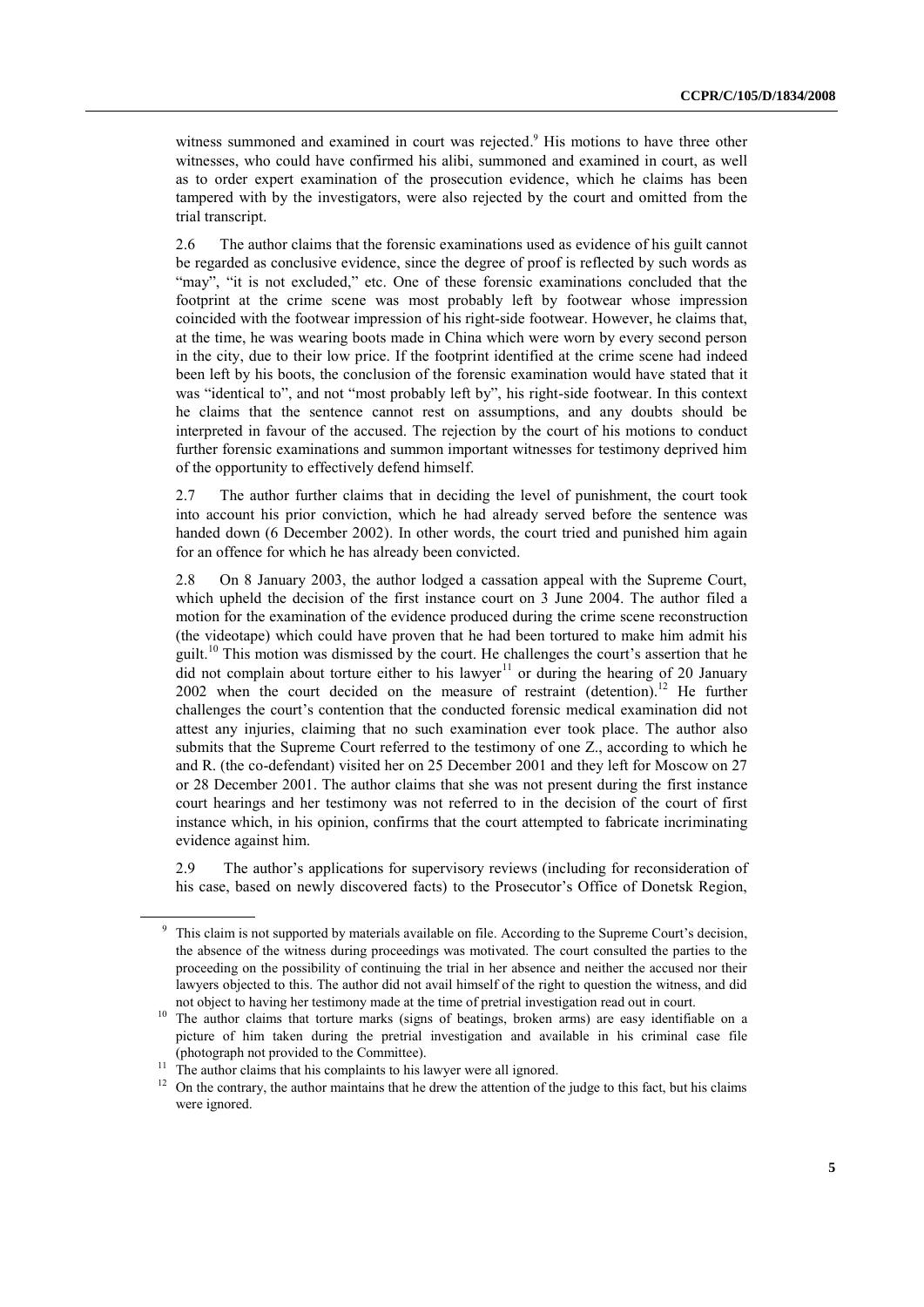witness summoned and examined in court was rejected.[9] His motions to have three other witnesses, who could have confirmed his alibi, summoned and examined in court, as well as to order expert examination of the prosecution evidence, which he claims has been tampered with by the investigators, were also rejected by the court and omitted from the trial transcript.

2.6 The author claims that the forensic examinations used as evidence of his guilt cannot be regarded as conclusive evidence, since the degree of proof is reflected by such words as "may", "it is not excluded," etc. One of these forensic examinations concluded that the footprint at the crime scene was most probably left by footwear whose impression coincided with the footwear impression of his right-side footwear. However, he claims that, at the time, he was wearing boots made in China which were worn by every second person in the city, due to their low price. If the footprint identified at the crime scene had indeed been left by his boots, the conclusion of the forensic examination would have stated that it was "identical to", and not "most probably left by", his right-side footwear. In this context he claims that the sentence cannot rest on assumptions, and any doubts should be interpreted in favour of the accused. The rejection by the court of his motions to conduct further forensic examinations and summon important witnesses for testimony deprived him of the opportunity to effectively defend himself.

2.7 The author further claims that in deciding the level of punishment, the court took into account his prior conviction, which he had already served before the sentence was handed down (6 December 2002). In other words, the court tried and punished him again for an offence for which he has already been convicted.

2.8 On 8 January 2003, the author lodged a cassation appeal with the Supreme Court, which upheld the decision of the first instance court on 3 June 2004. The author filed a motion for the examination of the evidence produced during the crime scene reconstruction (the videotape) which could have proven that he had been tortured to make him admit his guilt.[10] This motion was dismissed by the court. He challenges the court's assertion that he did not complain about torture either to his lawyer[11] or during the hearing of 20 January 2002 when the court decided on the measure of restraint (detention).[12] He further challenges the court's contention that the conducted forensic medical examination did not attest any injuries, claiming that no such examination ever took place. The author also submits that the Supreme Court referred to the testimony of one Z., according to which he and R. (the co-defendant) visited her on 25 December 2001 and they left for Moscow on 27 or 28 December 2001. The author claims that she was not present during the first instance court hearings and her testimony was not referred to in the decision of the court of first instance which, in his opinion, confirms that the court attempted to fabricate incriminating evidence against him.

2.9 The author's applications for supervisory reviews (including for reconsideration of his case, based on newly discovered facts) to the Prosecutor's Office of Donetsk Region,

---

[9] This claim is not supported by materials available on file. According to the Supreme Court's decision, the absence of the witness during proceedings was motivated. The court consulted the parties to the proceeding on the possibility of continuing the trial in her absence and neither the accused nor their lawyers objected to this. The author did not avail himself of the right to question the witness, and did not object to having her testimony made at the time of pretrial investigation read out in court.

[10] The author claims that torture marks (signs of beatings, broken arms) are easy identifiable on a picture of him taken during the pretrial investigation and available in his criminal case file (photograph not provided to the Committee).

[11] The author claims that his complaints to his lawyer were all ignored.

[12] On the contrary, the author maintains that he drew the attention of the judge to this fact, but his claims were ignored.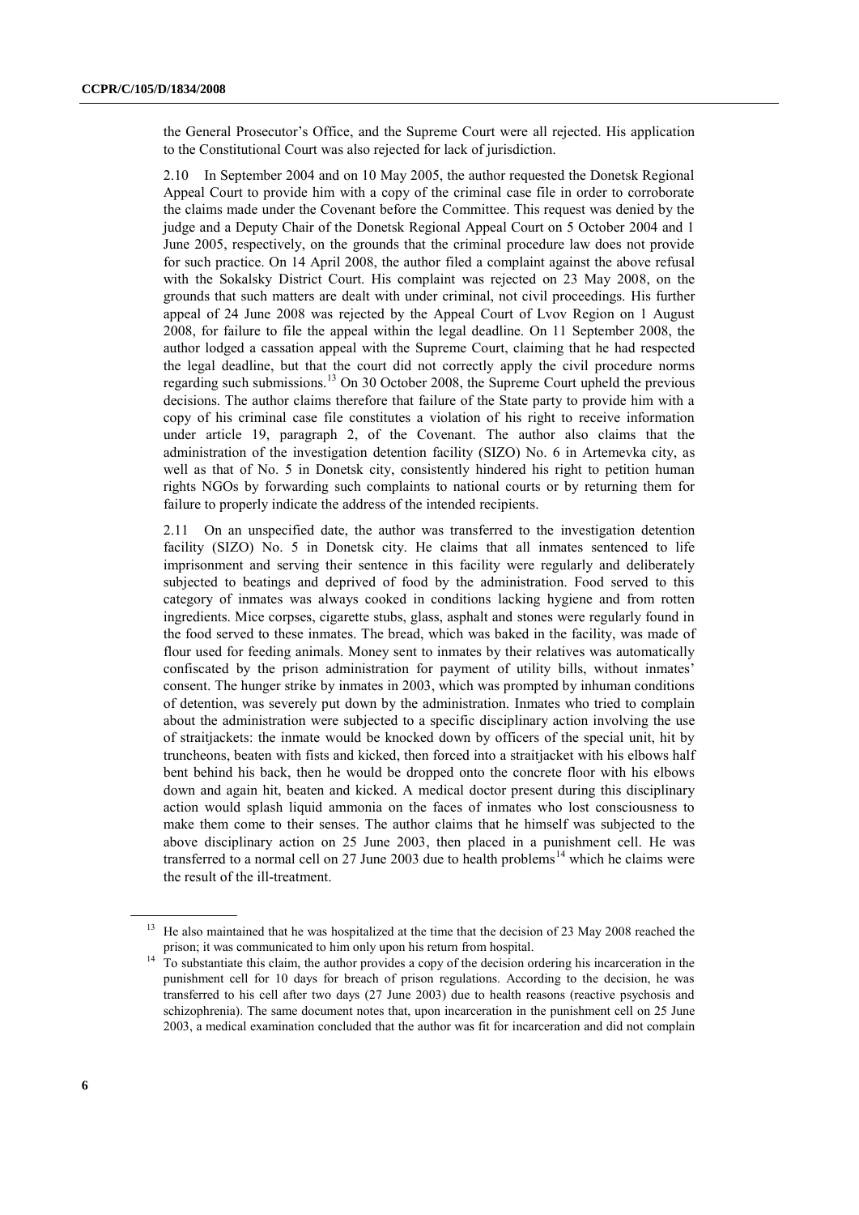the General Prosecutor's Office, and the Supreme Court were all rejected. His application to the Constitutional Court was also rejected for lack of jurisdiction.

2.10 In September 2004 and on 10 May 2005, the author requested the Donetsk Regional Appeal Court to provide him with a copy of the criminal case file in order to corroborate the claims made under the Covenant before the Committee. This request was denied by the judge and a Deputy Chair of the Donetsk Regional Appeal Court on 5 October 2004 and 1 June 2005, respectively, on the grounds that the criminal procedure law does not provide for such practice. On 14 April 2008, the author filed a complaint against the above refusal with the Sokalsky District Court. His complaint was rejected on 23 May 2008, on the grounds that such matters are dealt with under criminal, not civil proceedings. His further appeal of 24 June 2008 was rejected by the Appeal Court of Lvov Region on 1 August 2008, for failure to file the appeal within the legal deadline. On 11 September 2008, the author lodged a cassation appeal with the Supreme Court, claiming that he had respected the legal deadline, but that the court did not correctly apply the civil procedure norms regarding such submissions.[13] On 30 October 2008, the Supreme Court upheld the previous decisions. The author claims therefore that failure of the State party to provide him with a copy of his criminal case file constitutes a violation of his right to receive information under article 19, paragraph 2, of the Covenant. The author also claims that the administration of the investigation detention facility (SIZO) No. 6 in Artemevka city, as well as that of No. 5 in Donetsk city, consistently hindered his right to petition human rights NGOs by forwarding such complaints to national courts or by returning them for failure to properly indicate the address of the intended recipients.

2.11 On an unspecified date, the author was transferred to the investigation detention facility (SIZO) No. 5 in Donetsk city. He claims that all inmates sentenced to life imprisonment and serving their sentence in this facility were regularly and deliberately subjected to beatings and deprived of food by the administration. Food served to this category of inmates was always cooked in conditions lacking hygiene and from rotten ingredients. Mice corpses, cigarette stubs, glass, asphalt and stones were regularly found in the food served to these inmates. The bread, which was baked in the facility, was made of flour used for feeding animals. Money sent to inmates by their relatives was automatically confiscated by the prison administration for payment of utility bills, without inmates' consent. The hunger strike by inmates in 2003, which was prompted by inhuman conditions of detention, was severely put down by the administration. Inmates who tried to complain about the administration were subjected to a specific disciplinary action involving the use of straitjackets: the inmate would be knocked down by officers of the special unit, hit by truncheons, beaten with fists and kicked, then forced into a straitjacket with his elbows half bent behind his back, then he would be dropped onto the concrete floor with his elbows down and again hit, beaten and kicked. A medical doctor present during this disciplinary action would splash liquid ammonia on the faces of inmates who lost consciousness to make them come to their senses. The author claims that he himself was subjected to the above disciplinary action on 25 June 2003, then placed in a punishment cell. He was transferred to a normal cell on 27 June 2003 due to health problems[14] which he claims were the result of the ill-treatment.

---

[13] He also maintained that he was hospitalized at the time that the decision of 23 May 2008 reached the prison; it was communicated to him only upon his return from hospital.

[14] To substantiate this claim, the author provides a copy of the decision ordering his incarceration in the punishment cell for 10 days for breach of prison regulations. According to the decision, he was transferred to his cell after two days (27 June 2003) due to health reasons (reactive psychosis and schizophrenia). The same document notes that, upon incarceration in the punishment cell on 25 June 2003, a medical examination concluded that the author was fit for incarceration and did not complain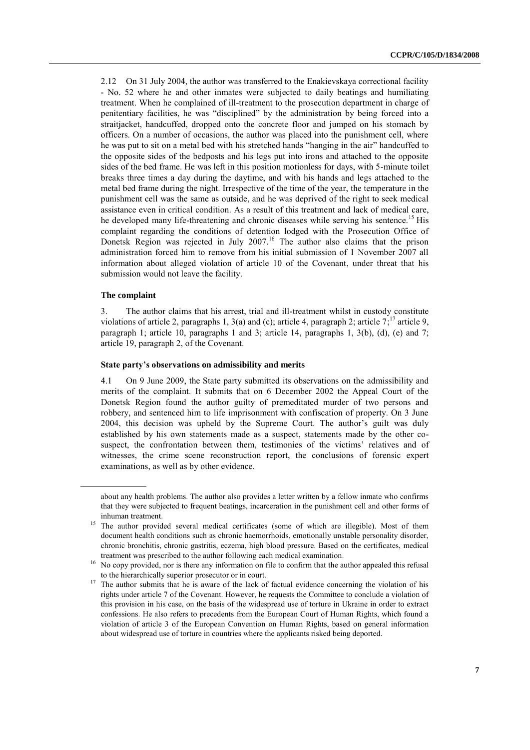2.12 On 31 July 2004, the author was transferred to the Enakievskaya correctional facility - No. 52 where he and other inmates were subjected to daily beatings and humiliating treatment. When he complained of ill-treatment to the prosecution department in charge of penitentiary facilities, he was "disciplined" by the administration by being forced into a straitjacket, handcuffed, dropped onto the concrete floor and jumped on his stomach by officers. On a number of occasions, the author was placed into the punishment cell, where he was put to sit on a metal bed with his stretched hands "hanging in the air" handcuffed to the opposite sides of the bedposts and his legs put into irons and attached to the opposite sides of the bed frame. He was left in this position motionless for days, with 5-minute toilet breaks three times a day during the daytime, and with his hands and legs attached to the metal bed frame during the night. Irrespective of the time of the year, the temperature in the punishment cell was the same as outside, and he was deprived of the right to seek medical assistance even in critical condition. As a result of this treatment and lack of medical care, he developed many life-threatening and chronic diseases while serving his sentence.[15] His complaint regarding the conditions of detention lodged with the Prosecution Office of Donetsk Region was rejected in July 2007.[16] The author also claims that the prison administration forced him to remove from his initial submission of 1 November 2007 all information about alleged violation of article 10 of the Covenant, under threat that his submission would not leave the facility.

### The complaint

3. The author claims that his arrest, trial and ill-treatment whilst in custody constitute violations of article 2, paragraphs 1, 3(a) and (c); article 4, paragraph 2; article 7;[17] article 9, paragraph 1; article 10, paragraphs 1 and 3; article 14, paragraphs 1, 3(b), (d), (e) and 7; article 19, paragraph 2, of the Covenant.

### State party's observations on admissibility and merits

4.1 On 9 June 2009, the State party submitted its observations on the admissibility and merits of the complaint. It submits that on 6 December 2002 the Appeal Court of the Donetsk Region found the author guilty of premeditated murder of two persons and robbery, and sentenced him to life imprisonment with confiscation of property. On 3 June 2004, this decision was upheld by the Supreme Court. The author's guilt was duly established by his own statements made as a suspect, statements made by the other co-suspect, the confrontation between them, testimonies of the victims' relatives and of witnesses, the crime scene reconstruction report, the conclusions of forensic expert examinations, as well as by other evidence.

---

about any health problems. The author also provides a letter written by a fellow inmate who confirms that they were subjected to frequent beatings, incarceration in the punishment cell and other forms of inhuman treatment.

[15] The author provided several medical certificates (some of which are illegible). Most of them document health conditions such as chronic haemorrhoids, emotionally unstable personality disorder, chronic bronchitis, chronic gastritis, eczema, high blood pressure. Based on the certificates, medical treatment was prescribed to the author following each medical examination.

[16] No copy provided, nor is there any information on file to confirm that the author appealed this refusal to the hierarchically superior prosecutor or in court.

[17] The author submits that he is aware of the lack of factual evidence concerning the violation of his rights under article 7 of the Covenant. However, he requests the Committee to conclude a violation of this provision in his case, on the basis of the widespread use of torture in Ukraine in order to extract confessions. He also refers to precedents from the European Court of Human Rights, which found a violation of article 3 of the European Convention on Human Rights, based on general information about widespread use of torture in countries where the applicants risked being deported.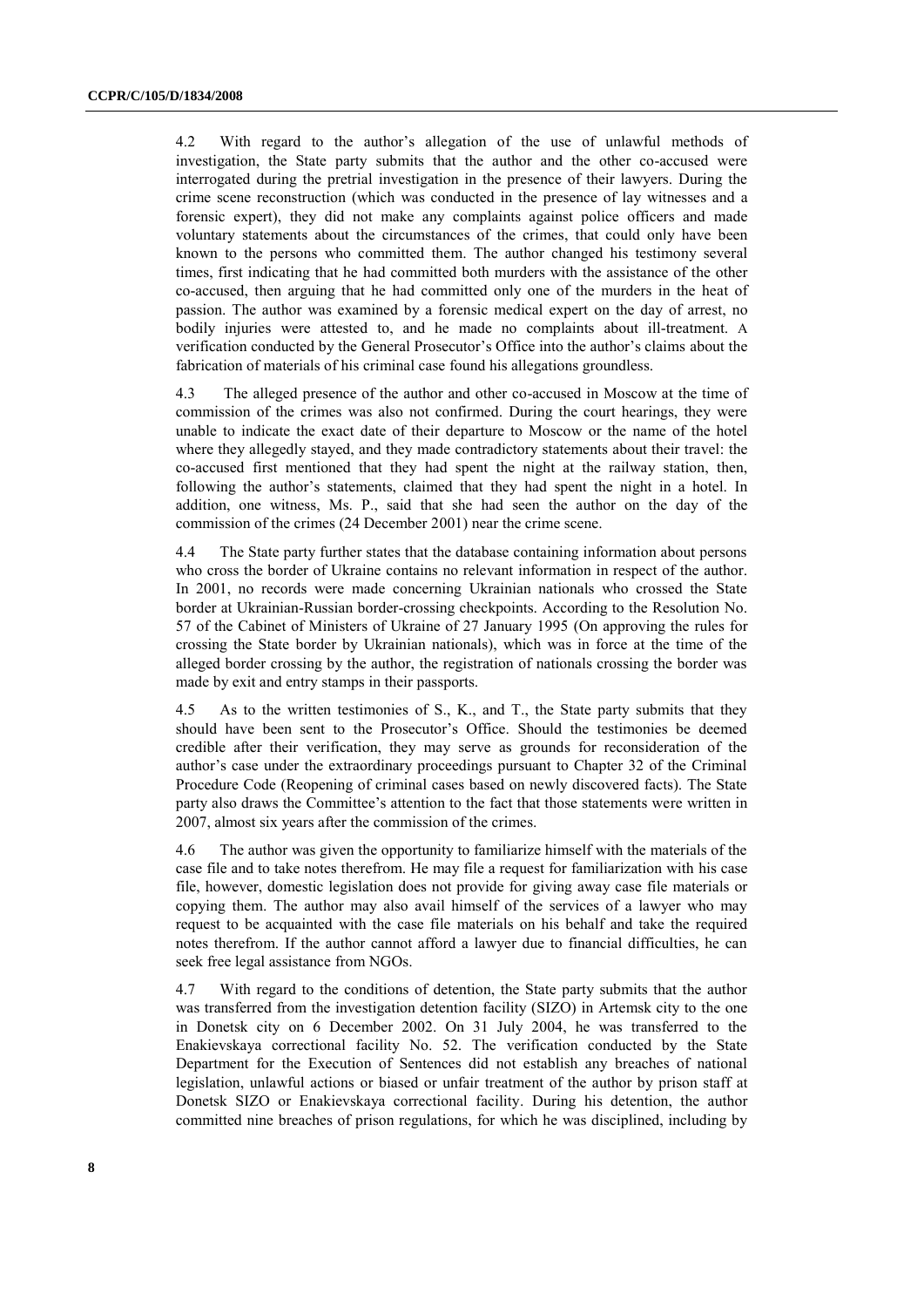4.2 With regard to the author's allegation of the use of unlawful methods of investigation, the State party submits that the author and the other co-accused were interrogated during the pretrial investigation in the presence of their lawyers. During the crime scene reconstruction (which was conducted in the presence of lay witnesses and a forensic expert), they did not make any complaints against police officers and made voluntary statements about the circumstances of the crimes, that could only have been known to the persons who committed them. The author changed his testimony several times, first indicating that he had committed both murders with the assistance of the other co-accused, then arguing that he had committed only one of the murders in the heat of passion. The author was examined by a forensic medical expert on the day of arrest, no bodily injuries were attested to, and he made no complaints about ill-treatment. A verification conducted by the General Prosecutor's Office into the author's claims about the fabrication of materials of his criminal case found his allegations groundless.

4.3 The alleged presence of the author and other co-accused in Moscow at the time of commission of the crimes was also not confirmed. During the court hearings, they were unable to indicate the exact date of their departure to Moscow or the name of the hotel where they allegedly stayed, and they made contradictory statements about their travel: the co-accused first mentioned that they had spent the night at the railway station, then, following the author's statements, claimed that they had spent the night in a hotel. In addition, one witness, Ms. P., said that she had seen the author on the day of the commission of the crimes (24 December 2001) near the crime scene.

4.4 The State party further states that the database containing information about persons who cross the border of Ukraine contains no relevant information in respect of the author. In 2001, no records were made concerning Ukrainian nationals who crossed the State border at Ukrainian-Russian border-crossing checkpoints. According to the Resolution No. 57 of the Cabinet of Ministers of Ukraine of 27 January 1995 (On approving the rules for crossing the State border by Ukrainian nationals), which was in force at the time of the alleged border crossing by the author, the registration of nationals crossing the border was made by exit and entry stamps in their passports.

4.5 As to the written testimonies of S., K., and T., the State party submits that they should have been sent to the Prosecutor's Office. Should the testimonies be deemed credible after their verification, they may serve as grounds for reconsideration of the author's case under the extraordinary proceedings pursuant to Chapter 32 of the Criminal Procedure Code (Reopening of criminal cases based on newly discovered facts). The State party also draws the Committee's attention to the fact that those statements were written in 2007, almost six years after the commission of the crimes.

4.6 The author was given the opportunity to familiarize himself with the materials of the case file and to take notes therefrom. He may file a request for familiarization with his case file, however, domestic legislation does not provide for giving away case file materials or copying them. The author may also avail himself of the services of a lawyer who may request to be acquainted with the case file materials on his behalf and take the required notes therefrom. If the author cannot afford a lawyer due to financial difficulties, he can seek free legal assistance from NGOs.

4.7 With regard to the conditions of detention, the State party submits that the author was transferred from the investigation detention facility (SIZO) in Artemsk city to the one in Donetsk city on 6 December 2002. On 31 July 2004, he was transferred to the Enakievskaya correctional facility No. 52. The verification conducted by the State Department for the Execution of Sentences did not establish any breaches of national legislation, unlawful actions or biased or unfair treatment of the author by prison staff at Donetsk SIZO or Enakievskaya correctional facility. During his detention, the author committed nine breaches of prison regulations, for which he was disciplined, including by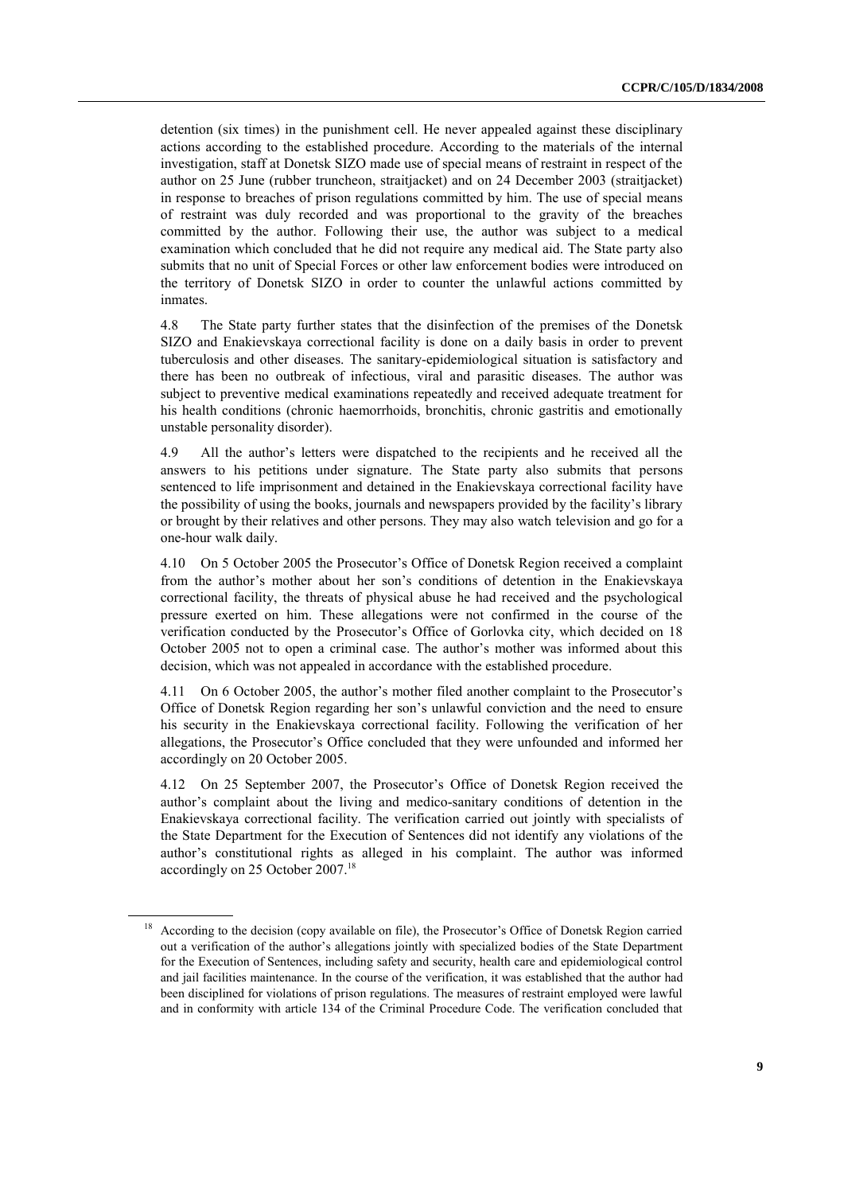detention (six times) in the punishment cell. He never appealed against these disciplinary actions according to the established procedure. According to the materials of the internal investigation, staff at Donetsk SIZO made use of special means of restraint in respect of the author on 25 June (rubber truncheon, straitjacket) and on 24 December 2003 (straitjacket) in response to breaches of prison regulations committed by him. The use of special means of restraint was duly recorded and was proportional to the gravity of the breaches committed by the author. Following their use, the author was subject to a medical examination which concluded that he did not require any medical aid. The State party also submits that no unit of Special Forces or other law enforcement bodies were introduced on the territory of Donetsk SIZO in order to counter the unlawful actions committed by inmates.

4.8 The State party further states that the disinfection of the premises of the Donetsk SIZO and Enakievskaya correctional facility is done on a daily basis in order to prevent tuberculosis and other diseases. The sanitary-epidemiological situation is satisfactory and there has been no outbreak of infectious, viral and parasitic diseases. The author was subject to preventive medical examinations repeatedly and received adequate treatment for his health conditions (chronic haemorrhoids, bronchitis, chronic gastritis and emotionally unstable personality disorder).

4.9 All the author's letters were dispatched to the recipients and he received all the answers to his petitions under signature. The State party also submits that persons sentenced to life imprisonment and detained in the Enakievskaya correctional facility have the possibility of using the books, journals and newspapers provided by the facility's library or brought by their relatives and other persons. They may also watch television and go for a one-hour walk daily.

4.10 On 5 October 2005 the Prosecutor's Office of Donetsk Region received a complaint from the author's mother about her son's conditions of detention in the Enakievskaya correctional facility, the threats of physical abuse he had received and the psychological pressure exerted on him. These allegations were not confirmed in the course of the verification conducted by the Prosecutor's Office of Gorlovka city, which decided on 18 October 2005 not to open a criminal case. The author's mother was informed about this decision, which was not appealed in accordance with the established procedure.

4.11 On 6 October 2005, the author's mother filed another complaint to the Prosecutor's Office of Donetsk Region regarding her son's unlawful conviction and the need to ensure his security in the Enakievskaya correctional facility. Following the verification of her allegations, the Prosecutor's Office concluded that they were unfounded and informed her accordingly on 20 October 2005.

4.12 On 25 September 2007, the Prosecutor's Office of Donetsk Region received the author's complaint about the living and medico-sanitary conditions of detention in the Enakievskaya correctional facility. The verification carried out jointly with specialists of the State Department for the Execution of Sentences did not identify any violations of the author's constitutional rights as alleged in his complaint. The author was informed accordingly on 25 October 2007.[18]

---

[18] According to the decision (copy available on file), the Prosecutor's Office of Donetsk Region carried out a verification of the author's allegations jointly with specialized bodies of the State Department for the Execution of Sentences, including safety and security, health care and epidemiological control and jail facilities maintenance. In the course of the verification, it was established that the author had been disciplined for violations of prison regulations. The measures of restraint employed were lawful and in conformity with article 134 of the Criminal Procedure Code. The verification concluded that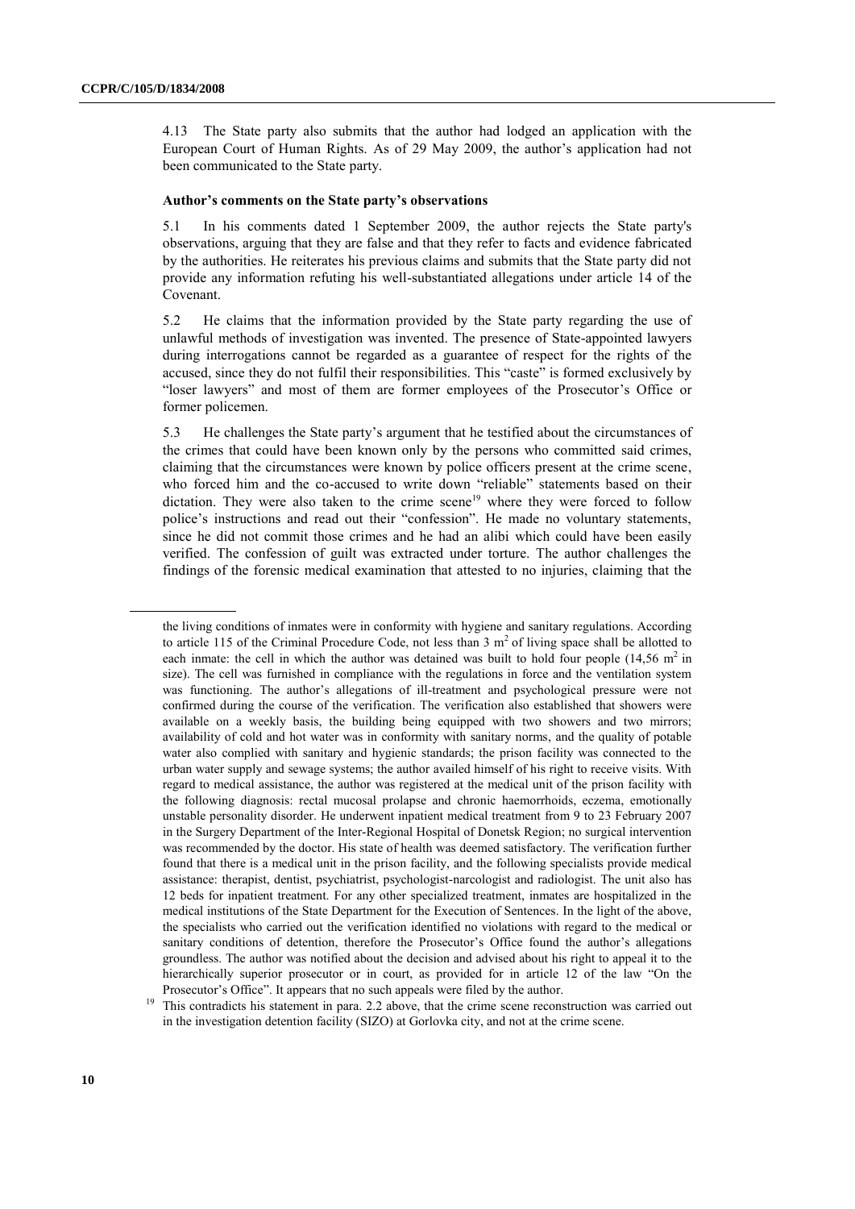4.13 The State party also submits that the author had lodged an application with the European Court of Human Rights. As of 29 May 2009, the author's application had not been communicated to the State party.

**Author's comments on the State party's observations**

5.1 In his comments dated 1 September 2009, the author rejects the State party's observations, arguing that they are false and that they refer to facts and evidence fabricated by the authorities. He reiterates his previous claims and submits that the State party did not provide any information refuting his well-substantiated allegations under article 14 of the Covenant.

5.2 He claims that the information provided by the State party regarding the use of unlawful methods of investigation was invented. The presence of State-appointed lawyers during interrogations cannot be regarded as a guarantee of respect for the rights of the accused, since they do not fulfil their responsibilities. This "caste" is formed exclusively by "loser lawyers" and most of them are former employees of the Prosecutor's Office or former policemen.

5.3 He challenges the State party's argument that he testified about the circumstances of the crimes that could have been known only by the persons who committed said crimes, claiming that the circumstances were known by police officers present at the crime scene, who forced him and the co-accused to write down "reliable" statements based on their dictation. They were also taken to the crime scene[19] where they were forced to follow police's instructions and read out their "confession". He made no voluntary statements, since he did not commit those crimes and he had an alibi which could have been easily verified. The confession of guilt was extracted under torture. The author challenges the findings of the forensic medical examination that attested to no injuries, claiming that the

---

the living conditions of inmates were in conformity with hygiene and sanitary regulations. According to article 115 of the Criminal Procedure Code, not less than 3 $m^2$ of living space shall be allotted to each inmate: the cell in which the author was detained was built to hold four people (14,56 $m^2$ in size). The cell was furnished in compliance with the regulations in force and the ventilation system was functioning. The author's allegations of ill-treatment and psychological pressure were not confirmed during the course of the verification. The verification also established that showers were available on a weekly basis, the building being equipped with two showers and two mirrors; availability of cold and hot water was in conformity with sanitary norms, and the quality of potable water also complied with sanitary and hygienic standards; the prison facility was connected to the urban water supply and sewage systems; the author availed himself of his right to receive visits. With regard to medical assistance, the author was registered at the medical unit of the prison facility with the following diagnosis: rectal mucosal prolapse and chronic haemorrhoids, eczema, emotionally unstable personality disorder. He underwent inpatient medical treatment from 9 to 23 February 2007 in the Surgery Department of the Inter-Regional Hospital of Donetsk Region; no surgical intervention was recommended by the doctor. His state of health was deemed satisfactory. The verification further found that there is a medical unit in the prison facility, and the following specialists provide medical assistance: therapist, dentist, psychiatrist, psychologist-narcologist and radiologist. The unit also has 12 beds for inpatient treatment. For any other specialized treatment, inmates are hospitalized in the medical institutions of the State Department for the Execution of Sentences. In the light of the above, the specialists who carried out the verification identified no violations with regard to the medical or sanitary conditions of detention, therefore the Prosecutor's Office found the author's allegations groundless. The author was notified about the decision and advised about his right to appeal it to the hierarchically superior prosecutor or in court, as provided for in article 12 of the law "On the Prosecutor's Office". It appears that no such appeals were filed by the author.

[19] This contradicts his statement in para. 2.2 above, that the crime scene reconstruction was carried out in the investigation detention facility (SIZO) at Gorlovka city, and not at the crime scene.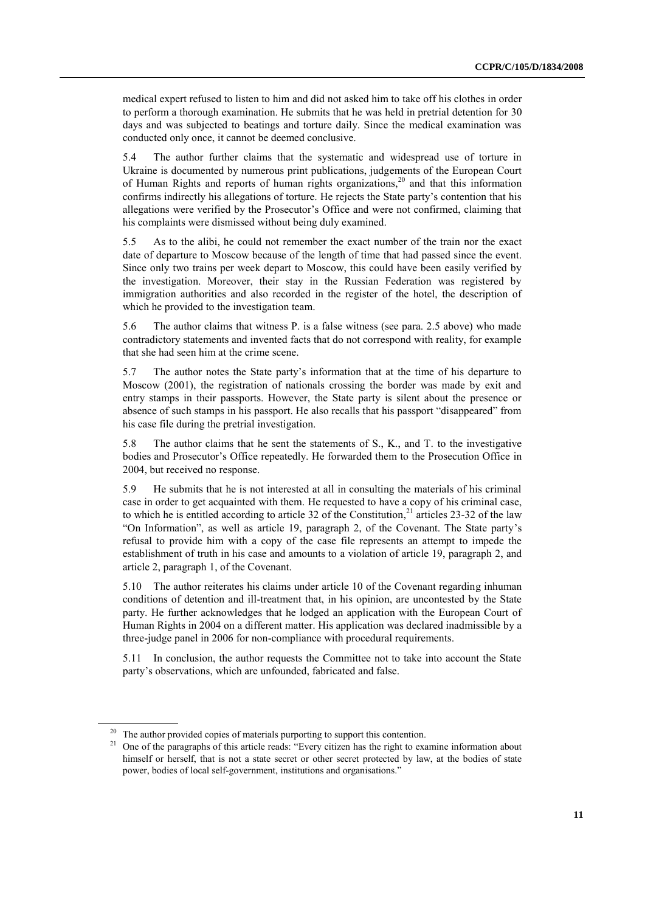medical expert refused to listen to him and did not asked him to take off his clothes in order to perform a thorough examination. He submits that he was held in pretrial detention for 30 days and was subjected to beatings and torture daily. Since the medical examination was conducted only once, it cannot be deemed conclusive.

5.4 The author further claims that the systematic and widespread use of torture in Ukraine is documented by numerous print publications, judgements of the European Court of Human Rights and reports of human rights organizations,[20] and that this information confirms indirectly his allegations of torture. He rejects the State party's contention that his allegations were verified by the Prosecutor's Office and were not confirmed, claiming that his complaints were dismissed without being duly examined.

5.5 As to the alibi, he could not remember the exact number of the train nor the exact date of departure to Moscow because of the length of time that had passed since the event. Since only two trains per week depart to Moscow, this could have been easily verified by the investigation. Moreover, their stay in the Russian Federation was registered by immigration authorities and also recorded in the register of the hotel, the description of which he provided to the investigation team.

5.6 The author claims that witness P. is a false witness (see para. 2.5 above) who made contradictory statements and invented facts that do not correspond with reality, for example that she had seen him at the crime scene.

5.7 The author notes the State party's information that at the time of his departure to Moscow (2001), the registration of nationals crossing the border was made by exit and entry stamps in their passports. However, the State party is silent about the presence or absence of such stamps in his passport. He also recalls that his passport "disappeared" from his case file during the pretrial investigation.

5.8 The author claims that he sent the statements of S., K., and T. to the investigative bodies and Prosecutor's Office repeatedly. He forwarded them to the Prosecution Office in 2004, but received no response.

5.9 He submits that he is not interested at all in consulting the materials of his criminal case in order to get acquainted with them. He requested to have a copy of his criminal case, to which he is entitled according to article 32 of the Constitution,[21] articles 23-32 of the law "On Information", as well as article 19, paragraph 2, of the Covenant. The State party's refusal to provide him with a copy of the case file represents an attempt to impede the establishment of truth in his case and amounts to a violation of article 19, paragraph 2, and article 2, paragraph 1, of the Covenant.

5.10 The author reiterates his claims under article 10 of the Covenant regarding inhuman conditions of detention and ill-treatment that, in his opinion, are uncontested by the State party. He further acknowledges that he lodged an application with the European Court of Human Rights in 2004 on a different matter. His application was declared inadmissible by a three-judge panel in 2006 for non-compliance with procedural requirements.

5.11 In conclusion, the author requests the Committee not to take into account the State party's observations, which are unfounded, fabricated and false.

---

[20] The author provided copies of materials purporting to support this contention.

[21] One of the paragraphs of this article reads: "Every citizen has the right to examine information about himself or herself, that is not a state secret or other secret protected by law, at the bodies of state power, bodies of local self-government, institutions and organisations."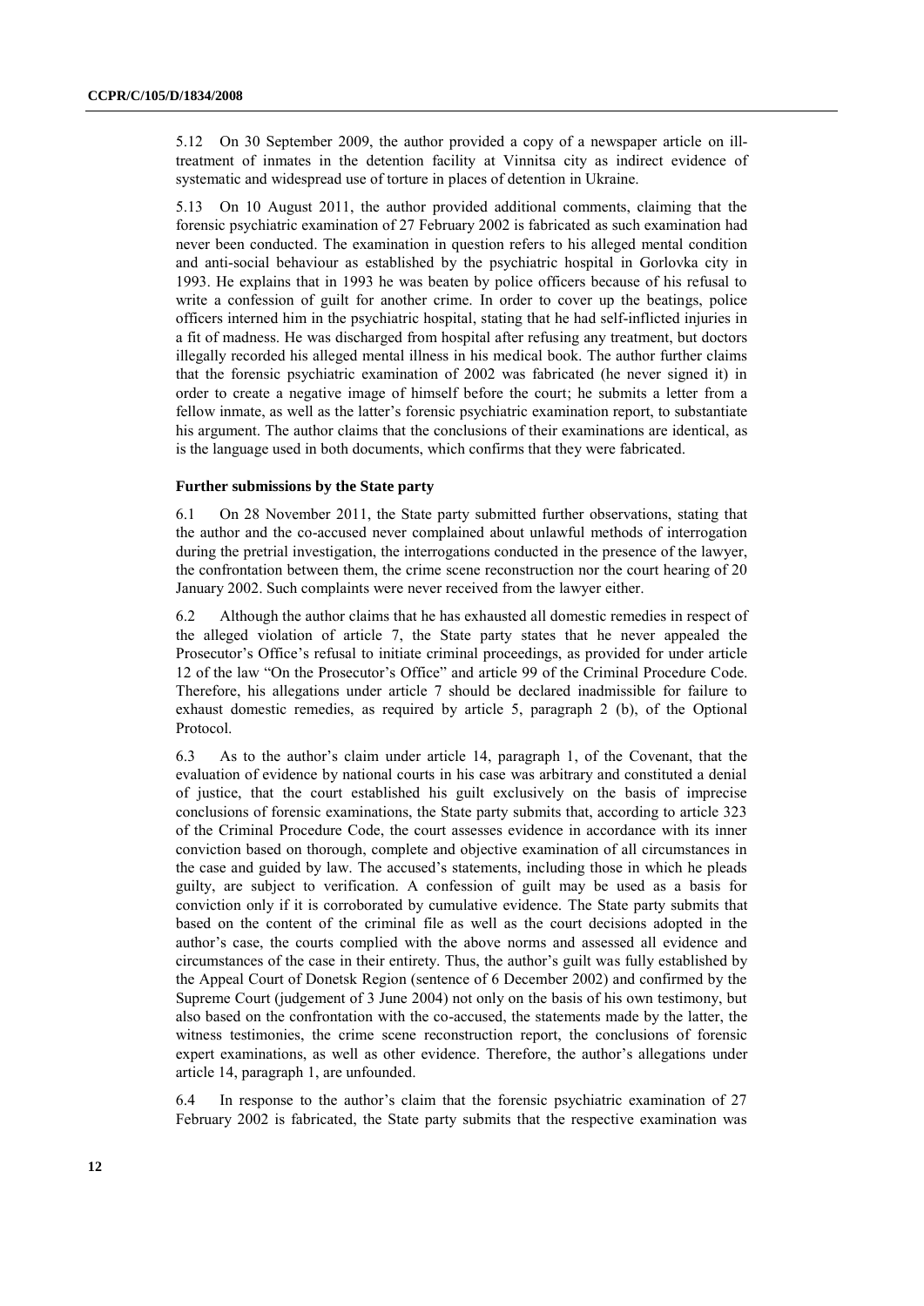5.12 On 30 September 2009, the author provided a copy of a newspaper article on ill-treatment of inmates in the detention facility at Vinnitsa city as indirect evidence of systematic and widespread use of torture in places of detention in Ukraine.

5.13 On 10 August 2011, the author provided additional comments, claiming that the forensic psychiatric examination of 27 February 2002 is fabricated as such examination had never been conducted. The examination in question refers to his alleged mental condition and anti-social behaviour as established by the psychiatric hospital in Gorlovka city in 1993. He explains that in 1993 he was beaten by police officers because of his refusal to write a confession of guilt for another crime. In order to cover up the beatings, police officers interned him in the psychiatric hospital, stating that he had self-inflicted injuries in a fit of madness. He was discharged from hospital after refusing any treatment, but doctors illegally recorded his alleged mental illness in his medical book. The author further claims that the forensic psychiatric examination of 2002 was fabricated (he never signed it) in order to create a negative image of himself before the court; he submits a letter from a fellow inmate, as well as the latter's forensic psychiatric examination report, to substantiate his argument. The author claims that the conclusions of their examinations are identical, as is the language used in both documents, which confirms that they were fabricated.

### Further submissions by the State party

6.1 On 28 November 2011, the State party submitted further observations, stating that the author and the co-accused never complained about unlawful methods of interrogation during the pretrial investigation, the interrogations conducted in the presence of the lawyer, the confrontation between them, the crime scene reconstruction nor the court hearing of 20 January 2002. Such complaints were never received from the lawyer either.

6.2 Although the author claims that he has exhausted all domestic remedies in respect of the alleged violation of article 7, the State party states that he never appealed the Prosecutor's Office's refusal to initiate criminal proceedings, as provided for under article 12 of the law "On the Prosecutor's Office" and article 99 of the Criminal Procedure Code. Therefore, his allegations under article 7 should be declared inadmissible for failure to exhaust domestic remedies, as required by article 5, paragraph 2 (b), of the Optional Protocol.

6.3 As to the author's claim under article 14, paragraph 1, of the Covenant, that the evaluation of evidence by national courts in his case was arbitrary and constituted a denial of justice, that the court established his guilt exclusively on the basis of imprecise conclusions of forensic examinations, the State party submits that, according to article 323 of the Criminal Procedure Code, the court assesses evidence in accordance with its inner conviction based on thorough, complete and objective examination of all circumstances in the case and guided by law. The accused's statements, including those in which he pleads guilty, are subject to verification. A confession of guilt may be used as a basis for conviction only if it is corroborated by cumulative evidence. The State party submits that based on the content of the criminal file as well as the court decisions adopted in the author's case, the courts complied with the above norms and assessed all evidence and circumstances of the case in their entirety. Thus, the author's guilt was fully established by the Appeal Court of Donetsk Region (sentence of 6 December 2002) and confirmed by the Supreme Court (judgement of 3 June 2004) not only on the basis of his own testimony, but also based on the confrontation with the co-accused, the statements made by the latter, the witness testimonies, the crime scene reconstruction report, the conclusions of forensic expert examinations, as well as other evidence. Therefore, the author's allegations under article 14, paragraph 1, are unfounded.

6.4 In response to the author's claim that the forensic psychiatric examination of 27 February 2002 is fabricated, the State party submits that the respective examination was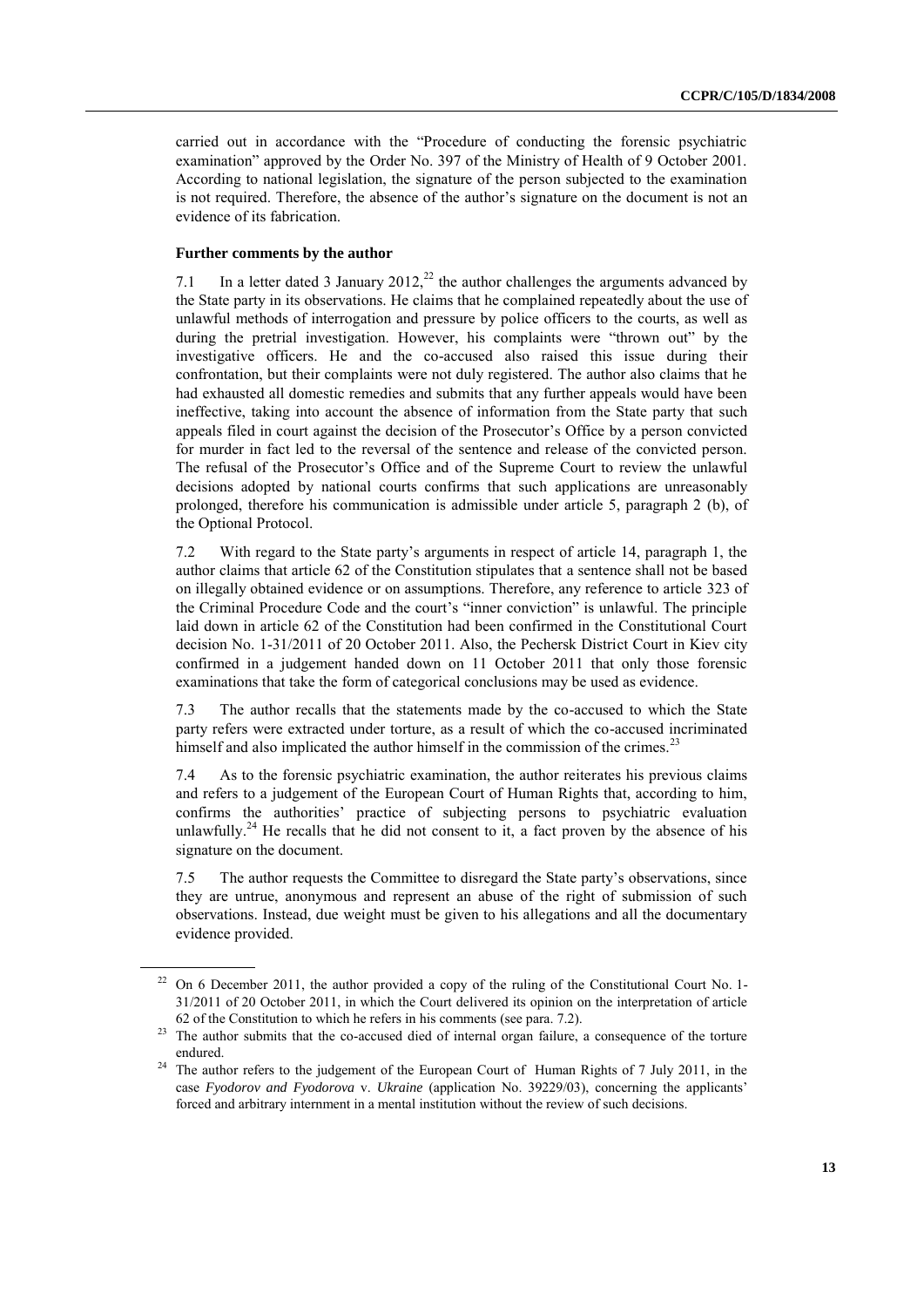carried out in accordance with the "Procedure of conducting the forensic psychiatric examination" approved by the Order No. 397 of the Ministry of Health of 9 October 2001. According to national legislation, the signature of the person subjected to the examination is not required. Therefore, the absence of the author's signature on the document is not an evidence of its fabrication.

### Further comments by the author

7.1 In a letter dated 3 January 2012,[22] the author challenges the arguments advanced by the State party in its observations. He claims that he complained repeatedly about the use of unlawful methods of interrogation and pressure by police officers to the courts, as well as during the pretrial investigation. However, his complaints were "thrown out" by the investigative officers. He and the co-accused also raised this issue during their confrontation, but their complaints were not duly registered. The author also claims that he had exhausted all domestic remedies and submits that any further appeals would have been ineffective, taking into account the absence of information from the State party that such appeals filed in court against the decision of the Prosecutor's Office by a person convicted for murder in fact led to the reversal of the sentence and release of the convicted person. The refusal of the Prosecutor's Office and of the Supreme Court to review the unlawful decisions adopted by national courts confirms that such applications are unreasonably prolonged, therefore his communication is admissible under article 5, paragraph 2 (b), of the Optional Protocol.

7.2 With regard to the State party's arguments in respect of article 14, paragraph 1, the author claims that article 62 of the Constitution stipulates that a sentence shall not be based on illegally obtained evidence or on assumptions. Therefore, any reference to article 323 of the Criminal Procedure Code and the court's "inner conviction" is unlawful. The principle laid down in article 62 of the Constitution had been confirmed in the Constitutional Court decision No. 1-31/2011 of 20 October 2011. Also, the Pechersk District Court in Kiev city confirmed in a judgement handed down on 11 October 2011 that only those forensic examinations that take the form of categorical conclusions may be used as evidence.

7.3 The author recalls that the statements made by the co-accused to which the State party refers were extracted under torture, as a result of which the co-accused incriminated himself and also implicated the author himself in the commission of the crimes.[23]

7.4 As to the forensic psychiatric examination, the author reiterates his previous claims and refers to a judgement of the European Court of Human Rights that, according to him, confirms the authorities' practice of subjecting persons to psychiatric evaluation unlawfully.[24] He recalls that he did not consent to it, a fact proven by the absence of his signature on the document.

7.5 The author requests the Committee to disregard the State party's observations, since they are untrue, anonymous and represent an abuse of the right of submission of such observations. Instead, due weight must be given to his allegations and all the documentary evidence provided.

---

[22] On 6 December 2011, the author provided a copy of the ruling of the Constitutional Court No. 1-31/2011 of 20 October 2011, in which the Court delivered its opinion on the interpretation of article 62 of the Constitution to which he refers in his comments (see para. 7.2).

[23] The author submits that the co-accused died of internal organ failure, a consequence of the torture endured.

[24] The author refers to the judgement of the European Court of Human Rights of 7 July 2011, in the case *Fyodorov and Fyodorova* v. *Ukraine* (application No. 39229/03), concerning the applicants' forced and arbitrary internment in a mental institution without the review of such decisions.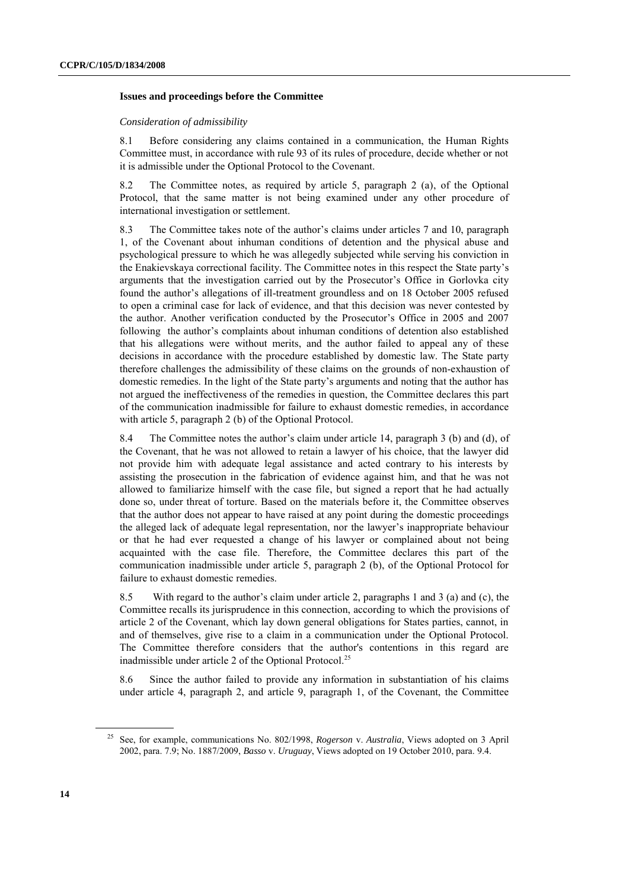### Issues and proceedings before the Committee

*Consideration of admissibility*

8.1 Before considering any claims contained in a communication, the Human Rights Committee must, in accordance with rule 93 of its rules of procedure, decide whether or not it is admissible under the Optional Protocol to the Covenant.

8.2 The Committee notes, as required by article 5, paragraph 2 (a), of the Optional Protocol, that the same matter is not being examined under any other procedure of international investigation or settlement.

8.3 The Committee takes note of the author's claims under articles 7 and 10, paragraph 1, of the Covenant about inhuman conditions of detention and the physical abuse and psychological pressure to which he was allegedly subjected while serving his conviction in the Enakievskaya correctional facility. The Committee notes in this respect the State party's arguments that the investigation carried out by the Prosecutor's Office in Gorlovka city found the author's allegations of ill-treatment groundless and on 18 October 2005 refused to open a criminal case for lack of evidence, and that this decision was never contested by the author. Another verification conducted by the Prosecutor's Office in 2005 and 2007 following the author's complaints about inhuman conditions of detention also established that his allegations were without merits, and the author failed to appeal any of these decisions in accordance with the procedure established by domestic law. The State party therefore challenges the admissibility of these claims on the grounds of non-exhaustion of domestic remedies. In the light of the State party's arguments and noting that the author has not argued the ineffectiveness of the remedies in question, the Committee declares this part of the communication inadmissible for failure to exhaust domestic remedies, in accordance with article 5, paragraph 2 (b) of the Optional Protocol.

8.4 The Committee notes the author's claim under article 14, paragraph 3 (b) and (d), of the Covenant, that he was not allowed to retain a lawyer of his choice, that the lawyer did not provide him with adequate legal assistance and acted contrary to his interests by assisting the prosecution in the fabrication of evidence against him, and that he was not allowed to familiarize himself with the case file, but signed a report that he had actually done so, under threat of torture. Based on the materials before it, the Committee observes that the author does not appear to have raised at any point during the domestic proceedings the alleged lack of adequate legal representation, nor the lawyer's inappropriate behaviour or that he had ever requested a change of his lawyer or complained about not being acquainted with the case file. Therefore, the Committee declares this part of the communication inadmissible under article 5, paragraph 2 (b), of the Optional Protocol for failure to exhaust domestic remedies.

8.5 With regard to the author's claim under article 2, paragraphs 1 and 3 (a) and (c), the Committee recalls its jurisprudence in this connection, according to which the provisions of article 2 of the Covenant, which lay down general obligations for States parties, cannot, in and of themselves, give rise to a claim in a communication under the Optional Protocol. The Committee therefore considers that the author's contentions in this regard are inadmissible under article 2 of the Optional Protocol.[25]

8.6 Since the author failed to provide any information in substantiation of his claims under article 4, paragraph 2, and article 9, paragraph 1, of the Covenant, the Committee

---

[25] See, for example, communications No. 802/1998, *Rogerson* v. *Australia*, Views adopted on 3 April 2002, para. 7.9; No. 1887/2009, *Basso* v. *Uruguay*, Views adopted on 19 October 2010, para. 9.4.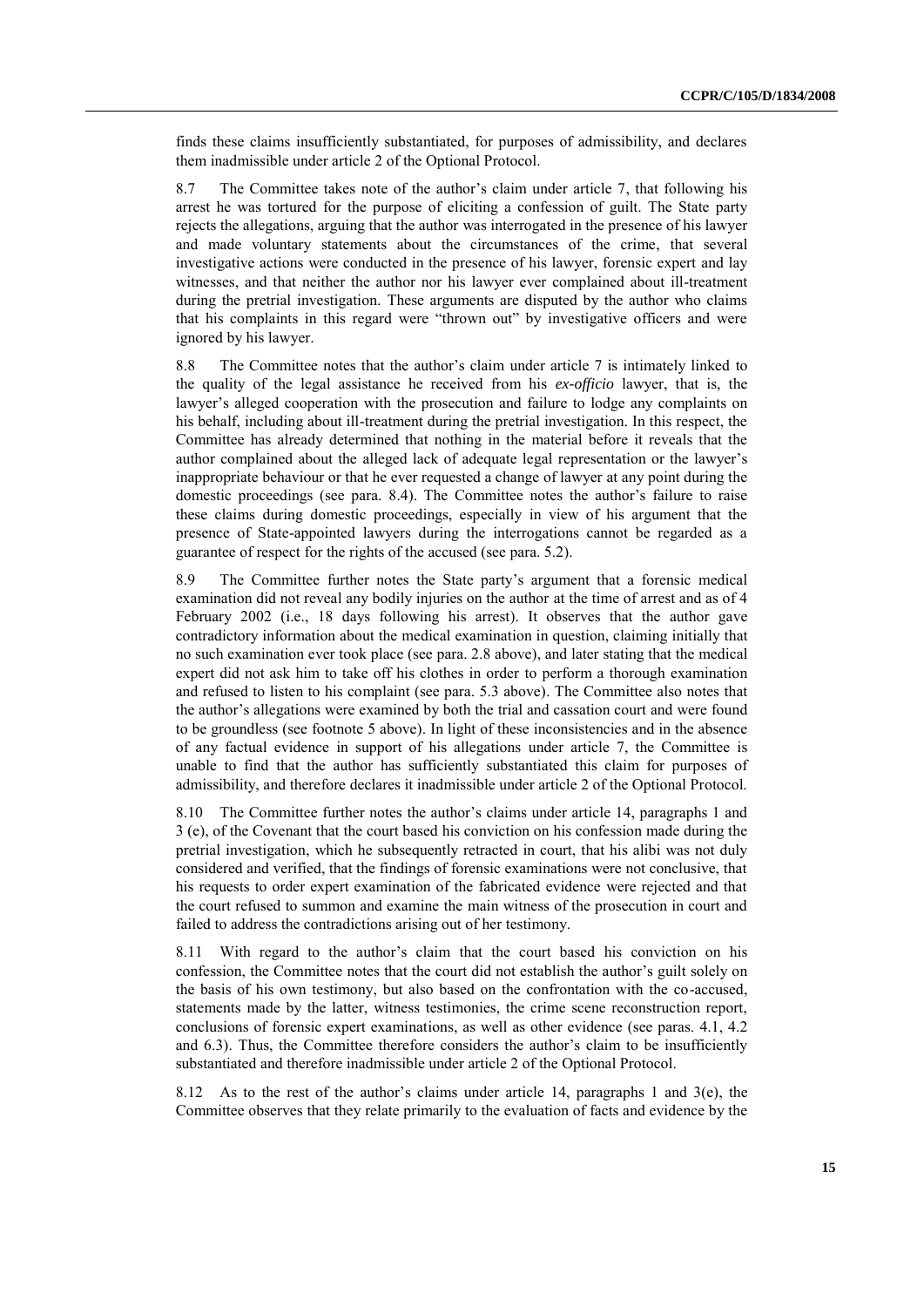finds these claims insufficiently substantiated, for purposes of admissibility, and declares them inadmissible under article 2 of the Optional Protocol.

8.7 The Committee takes note of the author's claim under article 7, that following his arrest he was tortured for the purpose of eliciting a confession of guilt. The State party rejects the allegations, arguing that the author was interrogated in the presence of his lawyer and made voluntary statements about the circumstances of the crime, that several investigative actions were conducted in the presence of his lawyer, forensic expert and lay witnesses, and that neither the author nor his lawyer ever complained about ill-treatment during the pretrial investigation. These arguments are disputed by the author who claims that his complaints in this regard were "thrown out" by investigative officers and were ignored by his lawyer.

8.8 The Committee notes that the author's claim under article 7 is intimately linked to the quality of the legal assistance he received from his *ex-officio* lawyer, that is, the lawyer's alleged cooperation with the prosecution and failure to lodge any complaints on his behalf, including about ill-treatment during the pretrial investigation. In this respect, the Committee has already determined that nothing in the material before it reveals that the author complained about the alleged lack of adequate legal representation or the lawyer's inappropriate behaviour or that he ever requested a change of lawyer at any point during the domestic proceedings (see para. 8.4). The Committee notes the author's failure to raise these claims during domestic proceedings, especially in view of his argument that the presence of State-appointed lawyers during the interrogations cannot be regarded as a guarantee of respect for the rights of the accused (see para. 5.2).

8.9 The Committee further notes the State party's argument that a forensic medical examination did not reveal any bodily injuries on the author at the time of arrest and as of 4 February 2002 (i.e., 18 days following his arrest). It observes that the author gave contradictory information about the medical examination in question, claiming initially that no such examination ever took place (see para. 2.8 above), and later stating that the medical expert did not ask him to take off his clothes in order to perform a thorough examination and refused to listen to his complaint (see para. 5.3 above). The Committee also notes that the author's allegations were examined by both the trial and cassation court and were found to be groundless (see footnote 5 above). In light of these inconsistencies and in the absence of any factual evidence in support of his allegations under article 7, the Committee is unable to find that the author has sufficiently substantiated this claim for purposes of admissibility, and therefore declares it inadmissible under article 2 of the Optional Protocol.

8.10 The Committee further notes the author's claims under article 14, paragraphs 1 and 3 (e), of the Covenant that the court based his conviction on his confession made during the pretrial investigation, which he subsequently retracted in court, that his alibi was not duly considered and verified, that the findings of forensic examinations were not conclusive, that his requests to order expert examination of the fabricated evidence were rejected and that the court refused to summon and examine the main witness of the prosecution in court and failed to address the contradictions arising out of her testimony.

8.11 With regard to the author's claim that the court based his conviction on his confession, the Committee notes that the court did not establish the author's guilt solely on the basis of his own testimony, but also based on the confrontation with the co-accused, statements made by the latter, witness testimonies, the crime scene reconstruction report, conclusions of forensic expert examinations, as well as other evidence (see paras. 4.1, 4.2 and 6.3). Thus, the Committee therefore considers the author's claim to be insufficiently substantiated and therefore inadmissible under article 2 of the Optional Protocol.

8.12 As to the rest of the author's claims under article 14, paragraphs 1 and 3(e), the Committee observes that they relate primarily to the evaluation of facts and evidence by the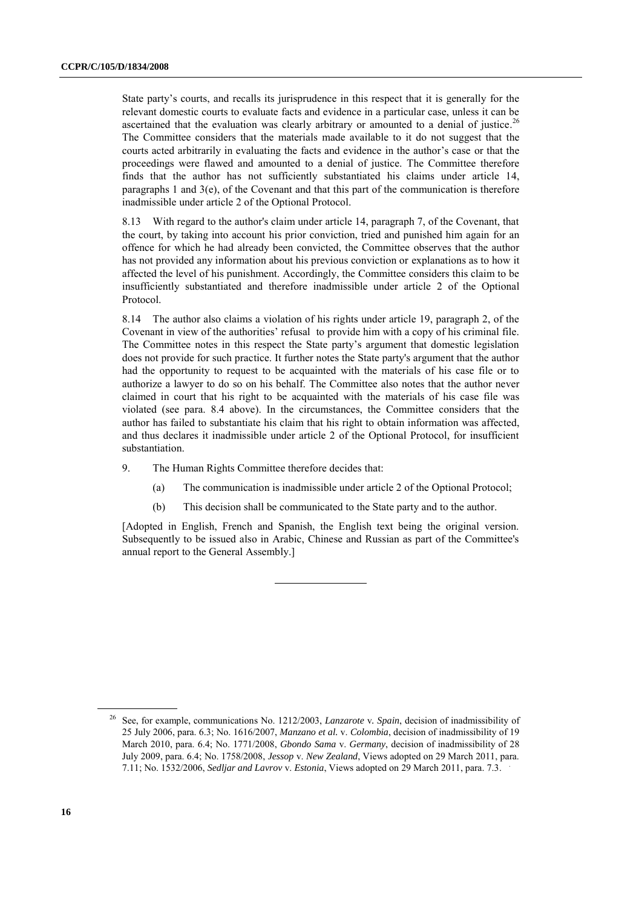State party's courts, and recalls its jurisprudence in this respect that it is generally for the relevant domestic courts to evaluate facts and evidence in a particular case, unless it can be ascertained that the evaluation was clearly arbitrary or amounted to a denial of justice.[26] The Committee considers that the materials made available to it do not suggest that the courts acted arbitrarily in evaluating the facts and evidence in the author's case or that the proceedings were flawed and amounted to a denial of justice. The Committee therefore finds that the author has not sufficiently substantiated his claims under article 14, paragraphs 1 and 3(e), of the Covenant and that this part of the communication is therefore inadmissible under article 2 of the Optional Protocol.

8.13 With regard to the author's claim under article 14, paragraph 7, of the Covenant, that the court, by taking into account his prior conviction, tried and punished him again for an offence for which he had already been convicted, the Committee observes that the author has not provided any information about his previous conviction or explanations as to how it affected the level of his punishment. Accordingly, the Committee considers this claim to be insufficiently substantiated and therefore inadmissible under article 2 of the Optional Protocol.

8.14 The author also claims a violation of his rights under article 19, paragraph 2, of the Covenant in view of the authorities' refusal to provide him with a copy of his criminal file. The Committee notes in this respect the State party's argument that domestic legislation does not provide for such practice. It further notes the State party's argument that the author had the opportunity to request to be acquainted with the materials of his case file or to authorize a lawyer to do so on his behalf. The Committee also notes that the author never claimed in court that his right to be acquainted with the materials of his case file was violated (see para. 8.4 above). In the circumstances, the Committee considers that the author has failed to substantiate his claim that his right to obtain information was affected, and thus declares it inadmissible under article 2 of the Optional Protocol, for insufficient substantiation.

9. The Human Rights Committee therefore decides that:

(a) The communication is inadmissible under article 2 of the Optional Protocol;

(b) This decision shall be communicated to the State party and to the author.

[Adopted in English, French and Spanish, the English text being the original version. Subsequently to be issued also in Arabic, Chinese and Russian as part of the Committee's annual report to the General Assembly.]

---

[26] See, for example, communications No. 1212/2003, *Lanzarote* v. *Spain*, decision of inadmissibility of 25 July 2006, para. 6.3; No. 1616/2007, *Manzano et al.* v. *Colombia*, decision of inadmissibility of 19 March 2010, para. 6.4; No. 1771/2008, *Gbondo Sama* v. *Germany*, decision of inadmissibility of 28 July 2009, para. 6.4; No. 1758/2008, *Jessop* v. *New Zealand*, Views adopted on 29 March 2011, para. 7.11; No. 1532/2006, *Sedljar and Lavrov* v. *Estonia*, Views adopted on 29 March 2011, para. 7.3.